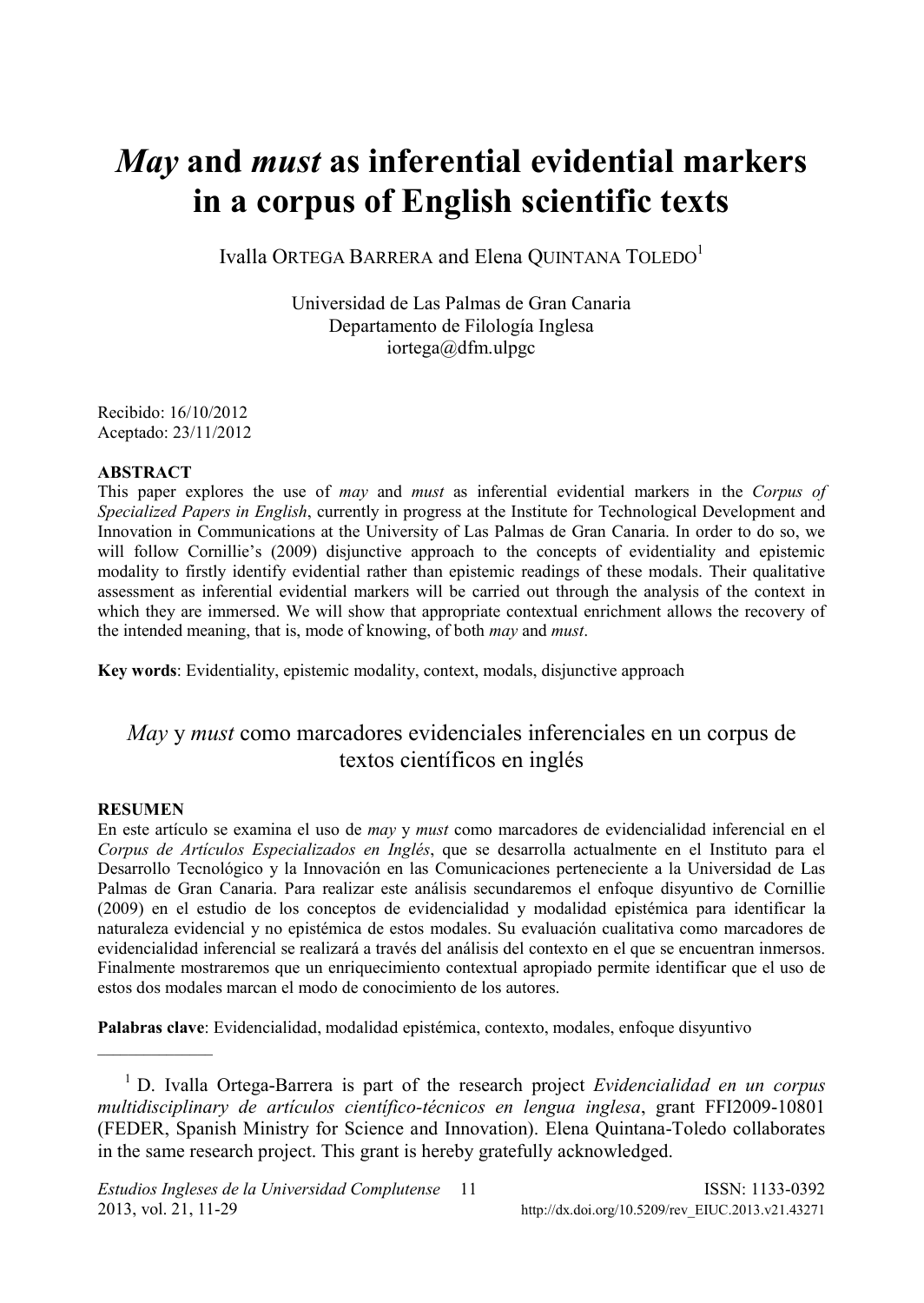# *May* and *must* as inferential evidential markers in a corpus of English scientific texts

Ivalla ORTEGA BARRERA and Elena QUINTANA TOLEDO[1]

Universidad de Las Palmas de Gran Canaria
Departamento de Filología Inglesa
iortega@dfm.ulpgc

Recibido: 16/10/2012
Aceptado: 23/11/2012

**ABSTRACT**

This paper explores the use of *may* and *must* as inferential evidential markers in the *Corpus of Specialized Papers in English*, currently in progress at the Institute for Technological Development and Innovation in Communications at the University of Las Palmas de Gran Canaria. In order to do so, we will follow Cornillie's (2009) disjunctive approach to the concepts of evidentiality and epistemic modality to firstly identify evidential rather than epistemic readings of these modals. Their qualitative assessment as inferential evidential markers will be carried out through the analysis of the context in which they are immersed. We will show that appropriate contextual enrichment allows the recovery of the intended meaning, that is, mode of knowing, of both *may* and *must*.

**Key words**: Evidentiality, epistemic modality, context, modals, disjunctive approach

## *May* y *must* como marcadores evidenciales inferenciales en un corpus de textos científicos en inglés

**RESUMEN**

En este artículo se examina el uso de *may* y *must* como marcadores de evidencialidad inferencial en el *Corpus de Artículos Especializados en Inglés*, que se desarrolla actualmente en el Instituto para el Desarrollo Tecnológico y la Innovación en las Comunicaciones perteneciente a la Universidad de Las Palmas de Gran Canaria. Para realizar este análisis secundaremos el enfoque disyuntivo de Cornillie (2009) en el estudio de los conceptos de evidencialidad y modalidad epistémica para identificar la naturaleza evidencial y no epistémica de estos modales. Su evaluación cualitativa como marcadores de evidencialidad inferencial se realizará a través del análisis del contexto en el que se encuentran inmersos. Finalmente mostraremos que un enriquecimiento contextual apropiado permite identificar que el uso de estos dos modales marcan el modo de conocimiento de los autores.

**Palabras clave**: Evidencialidad, modalidad epistémica, contexto, modales, enfoque disyuntivo

---

[1] D. Ivalla Ortega-Barrera is part of the research project *Evidencialidad en un corpus multidisciplinary de artículos científico-técnicos en lengua inglesa*, grant FFI2009-10801 (FEDER, Spanish Ministry for Science and Innovation). Elena Quintana-Toledo collaborates in the same research project. This grant is hereby gratefully acknowledged.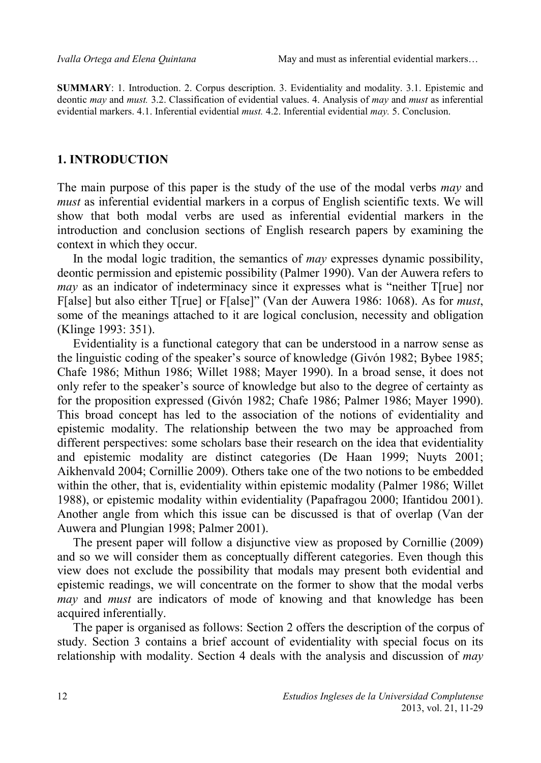**SUMMARY**: 1. Introduction. 2. Corpus description. 3. Evidentiality and modality. 3.1. Epistemic and deontic *may* and *must.* 3.2. Classification of evidential values. 4. Analysis of *may* and *must* as inferential evidential markers. 4.1. Inferential evidential *must.* 4.2. Inferential evidential *may.* 5. Conclusion.

## 1. INTRODUCTION

The main purpose of this paper is the study of the use of the modal verbs *may* and *must* as inferential evidential markers in a corpus of English scientific texts. We will show that both modal verbs are used as inferential evidential markers in the introduction and conclusion sections of English research papers by examining the context in which they occur.

In the modal logic tradition, the semantics of *may* expresses dynamic possibility, deontic permission and epistemic possibility (Palmer 1990). Van der Auwera refers to *may* as an indicator of indeterminacy since it expresses what is "neither T[rue] nor F[alse] but also either T[rue] or F[alse]" (Van der Auwera 1986: 1068). As for *must*, some of the meanings attached to it are logical conclusion, necessity and obligation (Klinge 1993: 351).

Evidentiality is a functional category that can be understood in a narrow sense as the linguistic coding of the speaker's source of knowledge (Givón 1982; Bybee 1985; Chafe 1986; Mithun 1986; Willet 1988; Mayer 1990). In a broad sense, it does not only refer to the speaker's source of knowledge but also to the degree of certainty as for the proposition expressed (Givón 1982; Chafe 1986; Palmer 1986; Mayer 1990). This broad concept has led to the association of the notions of evidentiality and epistemic modality. The relationship between the two may be approached from different perspectives: some scholars base their research on the idea that evidentiality and epistemic modality are distinct categories (De Haan 1999; Nuyts 2001; Aikhenvald 2004; Cornillie 2009). Others take one of the two notions to be embedded within the other, that is, evidentiality within epistemic modality (Palmer 1986; Willet 1988), or epistemic modality within evidentiality (Papafragou 2000; Ifantidou 2001). Another angle from which this issue can be discussed is that of overlap (Van der Auwera and Plungian 1998; Palmer 2001).

The present paper will follow a disjunctive view as proposed by Cornillie (2009) and so we will consider them as conceptually different categories. Even though this view does not exclude the possibility that modals may present both evidential and epistemic readings, we will concentrate on the former to show that the modal verbs *may* and *must* are indicators of mode of knowing and that knowledge has been acquired inferentially.

The paper is organised as follows: Section 2 offers the description of the corpus of study. Section 3 contains a brief account of evidentiality with special focus on its relationship with modality. Section 4 deals with the analysis and discussion of *may*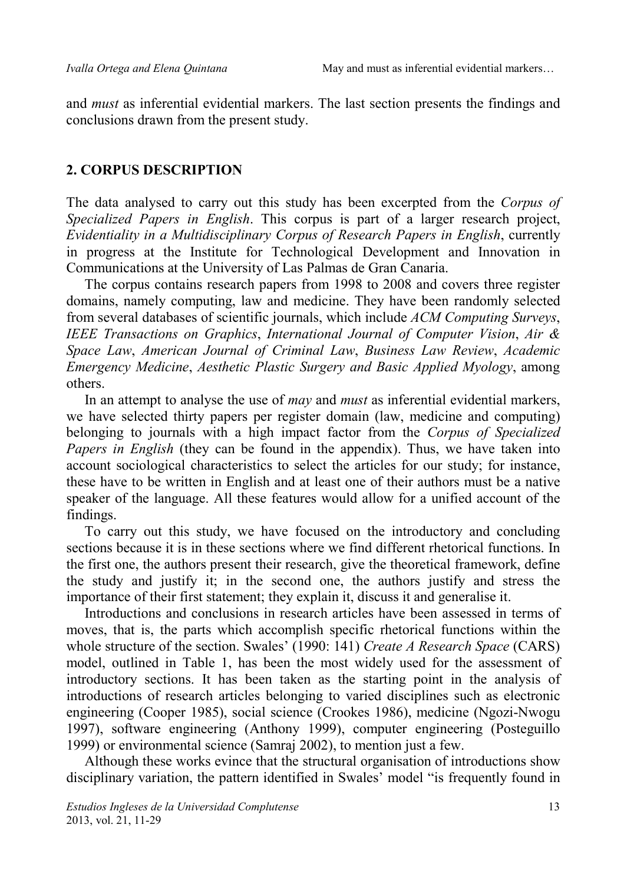and *must* as inferential evidential markers. The last section presents the findings and conclusions drawn from the present study.

## 2. CORPUS DESCRIPTION

The data analysed to carry out this study has been excerpted from the *Corpus of Specialized Papers in English*. This corpus is part of a larger research project, *Evidentiality in a Multidisciplinary Corpus of Research Papers in English*, currently in progress at the Institute for Technological Development and Innovation in Communications at the University of Las Palmas de Gran Canaria.

The corpus contains research papers from 1998 to 2008 and covers three register domains, namely computing, law and medicine. They have been randomly selected from several databases of scientific journals, which include *ACM Computing Surveys*, *IEEE Transactions on Graphics*, *International Journal of Computer Vision*, *Air & Space Law*, *American Journal of Criminal Law*, *Business Law Review*, *Academic Emergency Medicine*, *Aesthetic Plastic Surgery and Basic Applied Myology*, among others.

In an attempt to analyse the use of *may* and *must* as inferential evidential markers, we have selected thirty papers per register domain (law, medicine and computing) belonging to journals with a high impact factor from the *Corpus of Specialized Papers in English* (they can be found in the appendix). Thus, we have taken into account sociological characteristics to select the articles for our study; for instance, these have to be written in English and at least one of their authors must be a native speaker of the language. All these features would allow for a unified account of the findings.

To carry out this study, we have focused on the introductory and concluding sections because it is in these sections where we find different rhetorical functions. In the first one, the authors present their research, give the theoretical framework, define the study and justify it; in the second one, the authors justify and stress the importance of their first statement; they explain it, discuss it and generalise it.

Introductions and conclusions in research articles have been assessed in terms of moves, that is, the parts which accomplish specific rhetorical functions within the whole structure of the section. Swales' (1990: 141) *Create A Research Space* (CARS) model, outlined in Table 1, has been the most widely used for the assessment of introductory sections. It has been taken as the starting point in the analysis of introductions of research articles belonging to varied disciplines such as electronic engineering (Cooper 1985), social science (Crookes 1986), medicine (Ngozi-Nwogu 1997), software engineering (Anthony 1999), computer engineering (Posteguillo 1999) or environmental science (Samraj 2002), to mention just a few.

Although these works evince that the structural organisation of introductions show disciplinary variation, the pattern identified in Swales' model "is frequently found in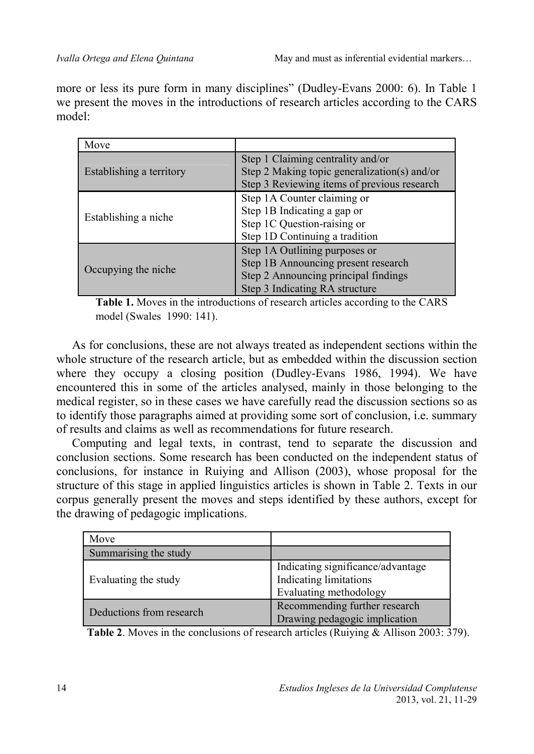more or less its pure form in many disciplines" (Dudley-Evans 2000: 6). In Table 1 we present the moves in the introductions of research articles according to the CARS model:

| Move | |
|---|---|
| Establishing a territory | Step 1 Claiming centrality and/or<br>Step 2 Making topic generalization(s) and/or<br>Step 3 Reviewing ítems of previous research |
| Establishing a niche | Step 1A Counter claiming or<br>Step 1B Indicating a gap or<br>Step 1C Question-raising or<br>Step 1D Continuing a tradition |
| Occupying the niche | Step 1A Outlining purposes or<br>Step 1B Announcing present research<br>Step 2 Announcing principal findings<br>Step 3 Indicating RA structure |

**Table 1.** Moves in the introductions of research articles according to the CARS model (Swales 1990: 141).

As for conclusions, these are not always treated as independent sections within the whole structure of the research article, but as embedded within the discussion section where they occupy a closing position (Dudley-Evans 1986, 1994). We have encountered this in some of the articles analysed, mainly in those belonging to the medical register, so in these cases we have carefully read the discussion sections so as to identify those paragraphs aimed at providing some sort of conclusion, i.e. summary of results and claims as well as recommendations for future research.

Computing and legal texts, in contrast, tend to separate the discussion and conclusion sections. Some research has been conducted on the independent status of conclusions, for instance in Ruiying and Allison (2003), whose proposal for the structure of this stage in applied linguistics articles is shown in Table 2. Texts in our corpus generally present the moves and steps identified by these authors, except for the drawing of pedagogic implications.

| Move | |
|---|---|
| Summarising the study | |
| Evaluating the study | Indicating significance/advantage<br>Indicating limitations<br>Evaluating methodology |
| Deductions from research | Recommending further research<br>Drawing pedagogic implication |

**Table 2**. Moves in the conclusions of research articles (Ruiying & Allison 2003: 379).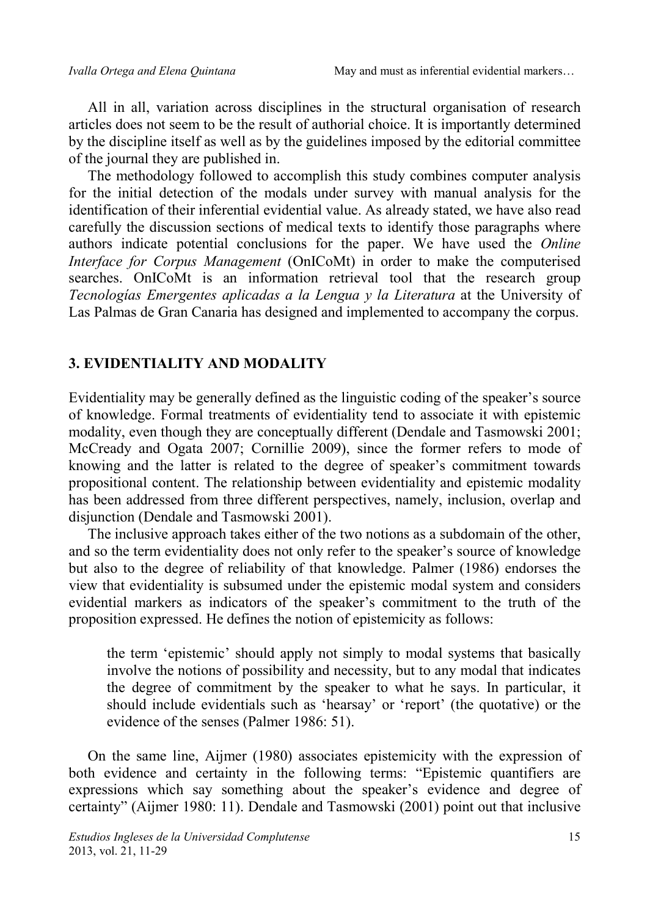All in all, variation across disciplines in the structural organisation of research articles does not seem to be the result of authorial choice. It is importantly determined by the discipline itself as well as by the guidelines imposed by the editorial committee of the journal they are published in.

The methodology followed to accomplish this study combines computer analysis for the initial detection of the modals under survey with manual analysis for the identification of their inferential evidential value. As already stated, we have also read carefully the discussion sections of medical texts to identify those paragraphs where authors indicate potential conclusions for the paper. We have used the *Online Interface for Corpus Management* (OnICoMt) in order to make the computerised searches. OnICoMt is an information retrieval tool that the research group *Tecnologías Emergentes aplicadas a la Lengua y la Literatura* at the University of Las Palmas de Gran Canaria has designed and implemented to accompany the corpus.

## 3. EVIDENTIALITY AND MODALITY

Evidentiality may be generally defined as the linguistic coding of the speaker's source of knowledge. Formal treatments of evidentiality tend to associate it with epistemic modality, even though they are conceptually different (Dendale and Tasmowski 2001; McCready and Ogata 2007; Cornillie 2009), since the former refers to mode of knowing and the latter is related to the degree of speaker's commitment towards propositional content. The relationship between evidentiality and epistemic modality has been addressed from three different perspectives, namely, inclusion, overlap and disjunction (Dendale and Tasmowski 2001).

The inclusive approach takes either of the two notions as a subdomain of the other, and so the term evidentiality does not only refer to the speaker's source of knowledge but also to the degree of reliability of that knowledge. Palmer (1986) endorses the view that evidentiality is subsumed under the epistemic modal system and considers evidential markers as indicators of the speaker's commitment to the truth of the proposition expressed. He defines the notion of epistemicity as follows:

> the term 'epistemic' should apply not simply to modal systems that basically involve the notions of possibility and necessity, but to any modal that indicates the degree of commitment by the speaker to what he says. In particular, it should include evidentials such as 'hearsay' or 'report' (the quotative) or the evidence of the senses (Palmer 1986: 51).

On the same line, Aijmer (1980) associates epistemicity with the expression of both evidence and certainty in the following terms: "Epistemic quantifiers are expressions which say something about the speaker's evidence and degree of certainty" (Aijmer 1980: 11). Dendale and Tasmowski (2001) point out that inclusive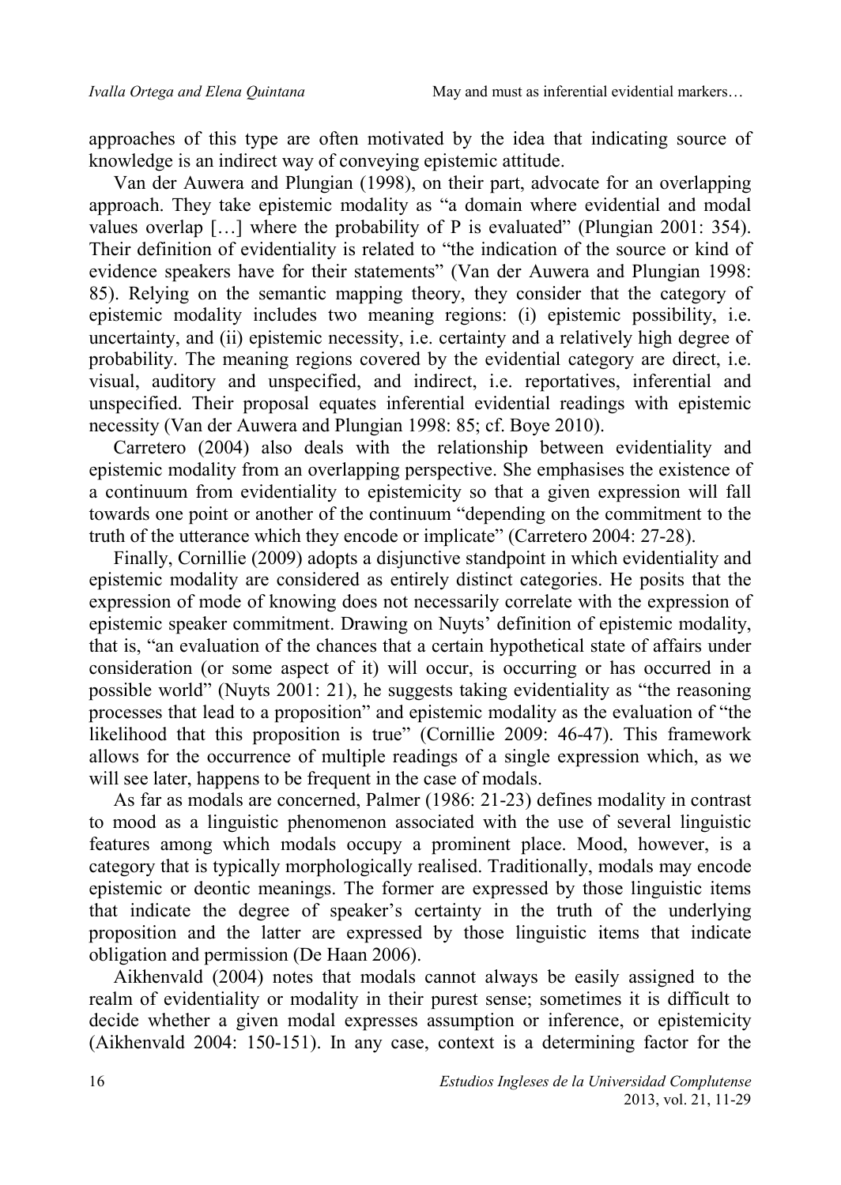approaches of this type are often motivated by the idea that indicating source of knowledge is an indirect way of conveying epistemic attitude.

Van der Auwera and Plungian (1998), on their part, advocate for an overlapping approach. They take epistemic modality as "a domain where evidential and modal values overlap […] where the probability of P is evaluated" (Plungian 2001: 354). Their definition of evidentiality is related to "the indication of the source or kind of evidence speakers have for their statements" (Van der Auwera and Plungian 1998: 85). Relying on the semantic mapping theory, they consider that the category of epistemic modality includes two meaning regions: (i) epistemic possibility, i.e. uncertainty, and (ii) epistemic necessity, i.e. certainty and a relatively high degree of probability. The meaning regions covered by the evidential category are direct, i.e. visual, auditory and unspecified, and indirect, i.e. reportatives, inferential and unspecified. Their proposal equates inferential evidential readings with epistemic necessity (Van der Auwera and Plungian 1998: 85; cf. Boye 2010).

Carretero (2004) also deals with the relationship between evidentiality and epistemic modality from an overlapping perspective. She emphasises the existence of a continuum from evidentiality to epistemicity so that a given expression will fall towards one point or another of the continuum "depending on the commitment to the truth of the utterance which they encode or implicate" (Carretero 2004: 27-28).

Finally, Cornillie (2009) adopts a disjunctive standpoint in which evidentiality and epistemic modality are considered as entirely distinct categories. He posits that the expression of mode of knowing does not necessarily correlate with the expression of epistemic speaker commitment. Drawing on Nuyts' definition of epistemic modality, that is, "an evaluation of the chances that a certain hypothetical state of affairs under consideration (or some aspect of it) will occur, is occurring or has occurred in a possible world" (Nuyts 2001: 21), he suggests taking evidentiality as "the reasoning processes that lead to a proposition" and epistemic modality as the evaluation of "the likelihood that this proposition is true" (Cornillie 2009: 46-47). This framework allows for the occurrence of multiple readings of a single expression which, as we will see later, happens to be frequent in the case of modals.

As far as modals are concerned, Palmer (1986: 21-23) defines modality in contrast to mood as a linguistic phenomenon associated with the use of several linguistic features among which modals occupy a prominent place. Mood, however, is a category that is typically morphologically realised. Traditionally, modals may encode epistemic or deontic meanings. The former are expressed by those linguistic items that indicate the degree of speaker's certainty in the truth of the underlying proposition and the latter are expressed by those linguistic items that indicate obligation and permission (De Haan 2006).

Aikhenvald (2004) notes that modals cannot always be easily assigned to the realm of evidentiality or modality in their purest sense; sometimes it is difficult to decide whether a given modal expresses assumption or inference, or epistemicity (Aikhenvald 2004: 150-151). In any case, context is a determining factor for the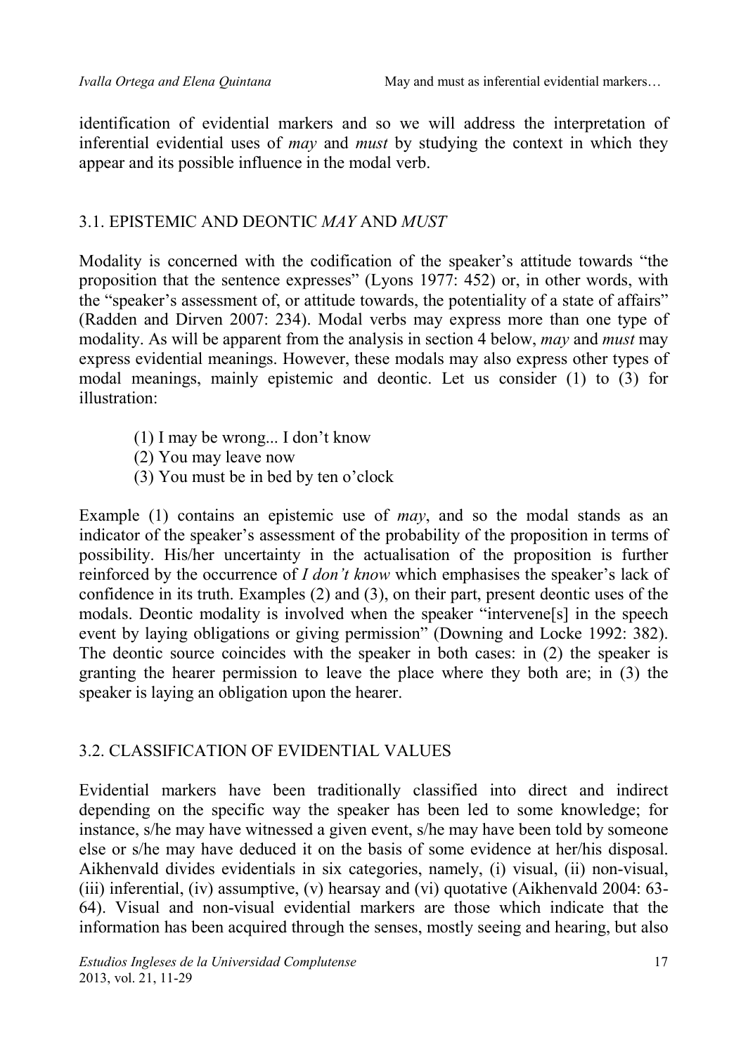identification of evidential markers and so we will address the interpretation of inferential evidential uses of *may* and *must* by studying the context in which they appear and its possible influence in the modal verb.

## 3.1. EPISTEMIC AND DEONTIC *MAY* AND *MUST*

Modality is concerned with the codification of the speaker's attitude towards "the proposition that the sentence expresses" (Lyons 1977: 452) or, in other words, with the "speaker's assessment of, or attitude towards, the potentiality of a state of affairs" (Radden and Dirven 2007: 234). Modal verbs may express more than one type of modality. As will be apparent from the analysis in section 4 below, *may* and *must* may express evidential meanings. However, these modals may also express other types of modal meanings, mainly epistemic and deontic. Let us consider (1) to (3) for illustration:

(1) I may be wrong... I don't know
(2) You may leave now
(3) You must be in bed by ten o'clock

Example (1) contains an epistemic use of *may*, and so the modal stands as an indicator of the speaker's assessment of the probability of the proposition in terms of possibility. His/her uncertainty in the actualisation of the proposition is further reinforced by the occurrence of *I don't know* which emphasises the speaker's lack of confidence in its truth. Examples (2) and (3), on their part, present deontic uses of the modals. Deontic modality is involved when the speaker "intervene[s] in the speech event by laying obligations or giving permission" (Downing and Locke 1992: 382). The deontic source coincides with the speaker in both cases: in (2) the speaker is granting the hearer permission to leave the place where they both are; in (3) the speaker is laying an obligation upon the hearer.

## 3.2. CLASSIFICATION OF EVIDENTIAL VALUES

Evidential markers have been traditionally classified into direct and indirect depending on the specific way the speaker has been led to some knowledge; for instance, s/he may have witnessed a given event, s/he may have been told by someone else or s/he may have deduced it on the basis of some evidence at her/his disposal. Aikhenvald divides evidentials in six categories, namely, (i) visual, (ii) non-visual, (iii) inferential, (iv) assumptive, (v) hearsay and (vi) quotative (Aikhenvald 2004: 63-64). Visual and non-visual evidential markers are those which indicate that the information has been acquired through the senses, mostly seeing and hearing, but also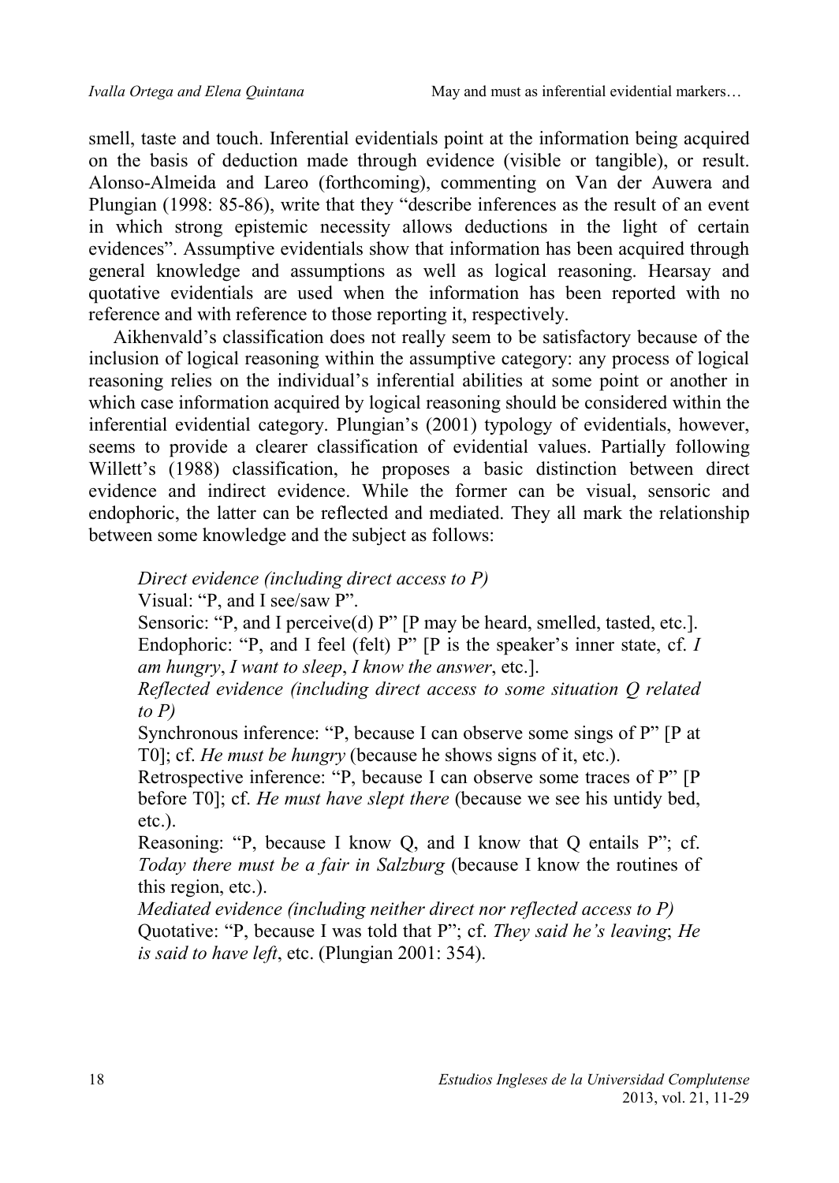smell, taste and touch. Inferential evidentials point at the information being acquired on the basis of deduction made through evidence (visible or tangible), or result. Alonso-Almeida and Lareo (forthcoming), commenting on Van der Auwera and Plungian (1998: 85-86), write that they "describe inferences as the result of an event in which strong epistemic necessity allows deductions in the light of certain evidences". Assumptive evidentials show that information has been acquired through general knowledge and assumptions as well as logical reasoning. Hearsay and quotative evidentials are used when the information has been reported with no reference and with reference to those reporting it, respectively.

Aikhenvald's classification does not really seem to be satisfactory because of the inclusion of logical reasoning within the assumptive category: any process of logical reasoning relies on the individual's inferential abilities at some point or another in which case information acquired by logical reasoning should be considered within the inferential evidential category. Plungian's (2001) typology of evidentials, however, seems to provide a clearer classification of evidential values. Partially following Willett's (1988) classification, he proposes a basic distinction between direct evidence and indirect evidence. While the former can be visual, sensoric and endophoric, the latter can be reflected and mediated. They all mark the relationship between some knowledge and the subject as follows:

> *Direct evidence (including direct access to P)*
> Visual: "P, and I see/saw P".
> Sensoric: "P, and I perceive(d) P" [P may be heard, smelled, tasted, etc.].
> Endophoric: "P, and I feel (felt) P" [P is the speaker's inner state, cf. *I am hungry*, *I want to sleep*, *I know the answer*, etc.].
> *Reflected evidence (including direct access to some situation Q related to P)*
> Synchronous inference: "P, because I can observe some sings of P" [P at T0]; cf. *He must be hungry* (because he shows signs of it, etc.).
> Retrospective inference: "P, because I can observe some traces of P" [P before T0]; cf. *He must have slept there* (because we see his untidy bed, etc.).
> Reasoning: "P, because I know Q, and I know that Q entails P"; cf. *Today there must be a fair in Salzburg* (because I know the routines of this region, etc.).
> *Mediated evidence (including neither direct nor reflected access to P)*
> Quotative: "P, because I was told that P"; cf. *They said he's leaving*; *He is said to have left*, etc. (Plungian 2001: 354).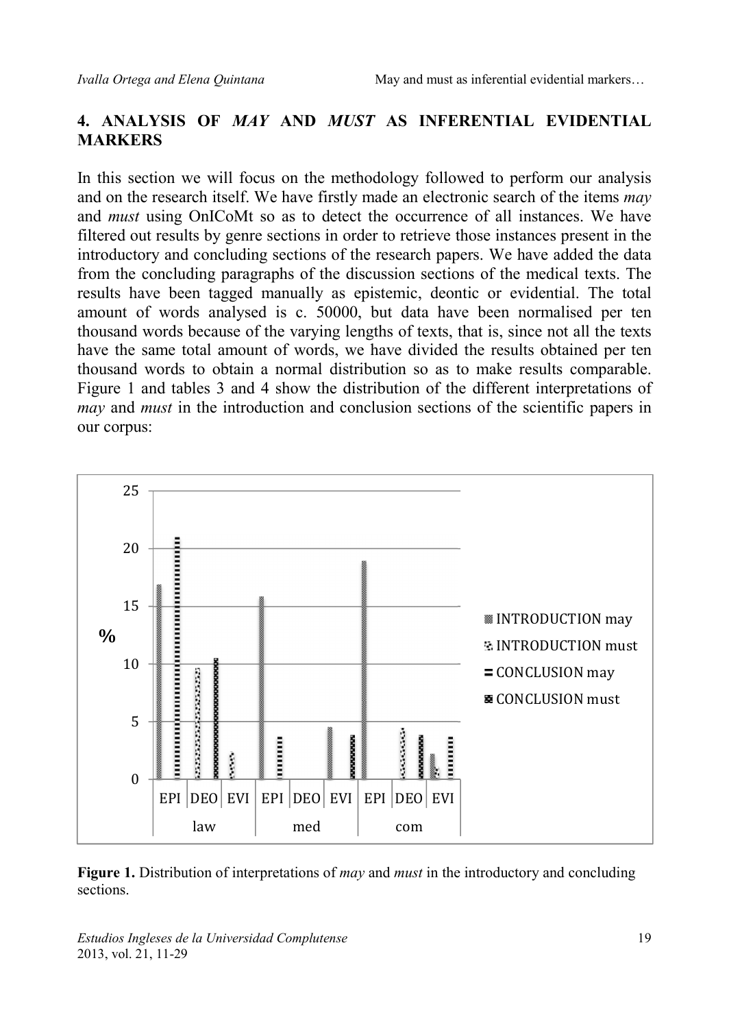## 4. ANALYSIS OF *MAY* AND *MUST* AS INFERENTIAL EVIDENTIAL MARKERS

In this section we will focus on the methodology followed to perform our analysis and on the research itself. We have firstly made an electronic search of the items *may* and *must* using OnICoMt so as to detect the occurrence of all instances. We have filtered out results by genre sections in order to retrieve those instances present in the introductory and concluding sections of the research papers. We have added the data from the concluding paragraphs of the discussion sections of the medical texts. The results have been tagged manually as epistemic, deontic or evidential. The total amount of words analysed is c. 50000, but data have been normalised per ten thousand words because of the varying lengths of texts, that is, since not all the texts have the same total amount of words, we have divided the results obtained per ten thousand words to obtain a normal distribution so as to make results comparable. Figure 1 and tables 3 and 4 show the distribution of the different interpretations of *may* and *must* in the introduction and conclusion sections of the scientific papers in our corpus:

**Figure 1.** Distribution of interpretations of *may* and *must* in the introductory and concluding sections.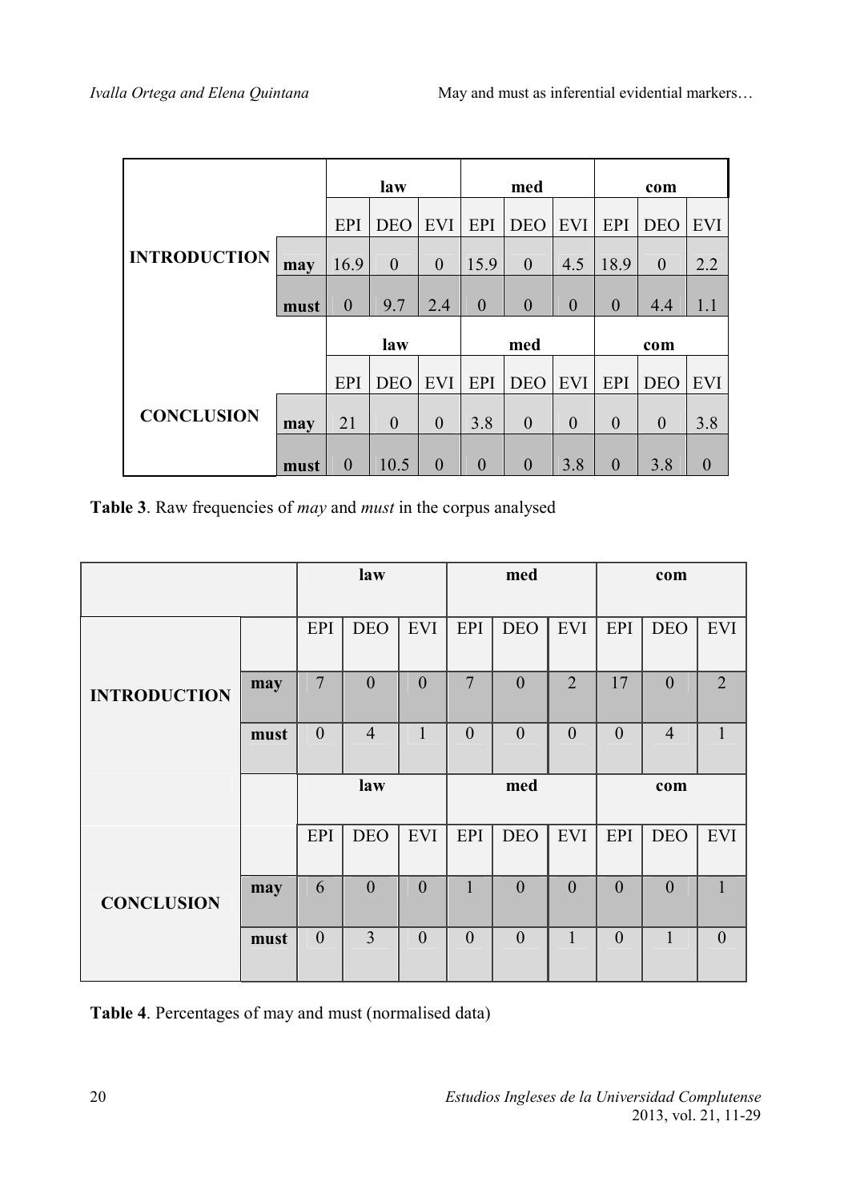|  |  | law |  |  | med |  |  | com |  |  |
|---|---|---|---|---|---|---|---|---|---|---|
|  |  | EPI | DEO | EVI | EPI | DEO | EVI | EPI | DEO | EVI |
| **INTRODUCTION** | **may** | 16.9 | 0 | 0 | 15.9 | 0 | 4.5 | 18.9 | 0 | 2.2 |
|  | **must** | 0 | 9.7 | 2.4 | 0 | 0 | 0 | 0 | 4.4 | 1.1 |
|  |  | **law** |  |  | **med** |  |  | **com** |  |  |
|  |  | EPI | DEO | EVI | EPI | DEO | EVI | EPI | DEO | EVI |
| **CONCLUSION** | **may** | 21 | 0 | 0 | 3.8 | 0 | 0 | 0 | 0 | 3.8 |
|  | **must** | 0 | 10.5 | 0 | 0 | 0 | 3.8 | 0 | 3.8 | 0 |

**Table 3**. Raw frequencies of *may* and *must* in the corpus analysed

|  |  | law |  |  | med |  |  | com |  |  |
|---|---|---|---|---|---|---|---|---|---|---|
|  |  | EPI | DEO | EVI | EPI | DEO | EVI | EPI | DEO | EVI |
| **INTRODUCTION** | **may** | 7 | 0 | 0 | 7 | 0 | 2 | 17 | 0 | 2 |
|  | **must** | 0 | 4 | 1 | 0 | 0 | 0 | 0 | 4 | 1 |
|  |  | **law** |  |  | **med** |  |  | **com** |  |  |
|  |  | EPI | DEO | EVI | EPI | DEO | EVI | EPI | DEO | EVI |
| **CONCLUSION** | **may** | 6 | 0 | 0 | 1 | 0 | 0 | 0 | 0 | 1 |
|  | **must** | 0 | 3 | 0 | 0 | 0 | 1 | 0 | 1 | 0 |

**Table 4**. Percentages of may and must (normalised data)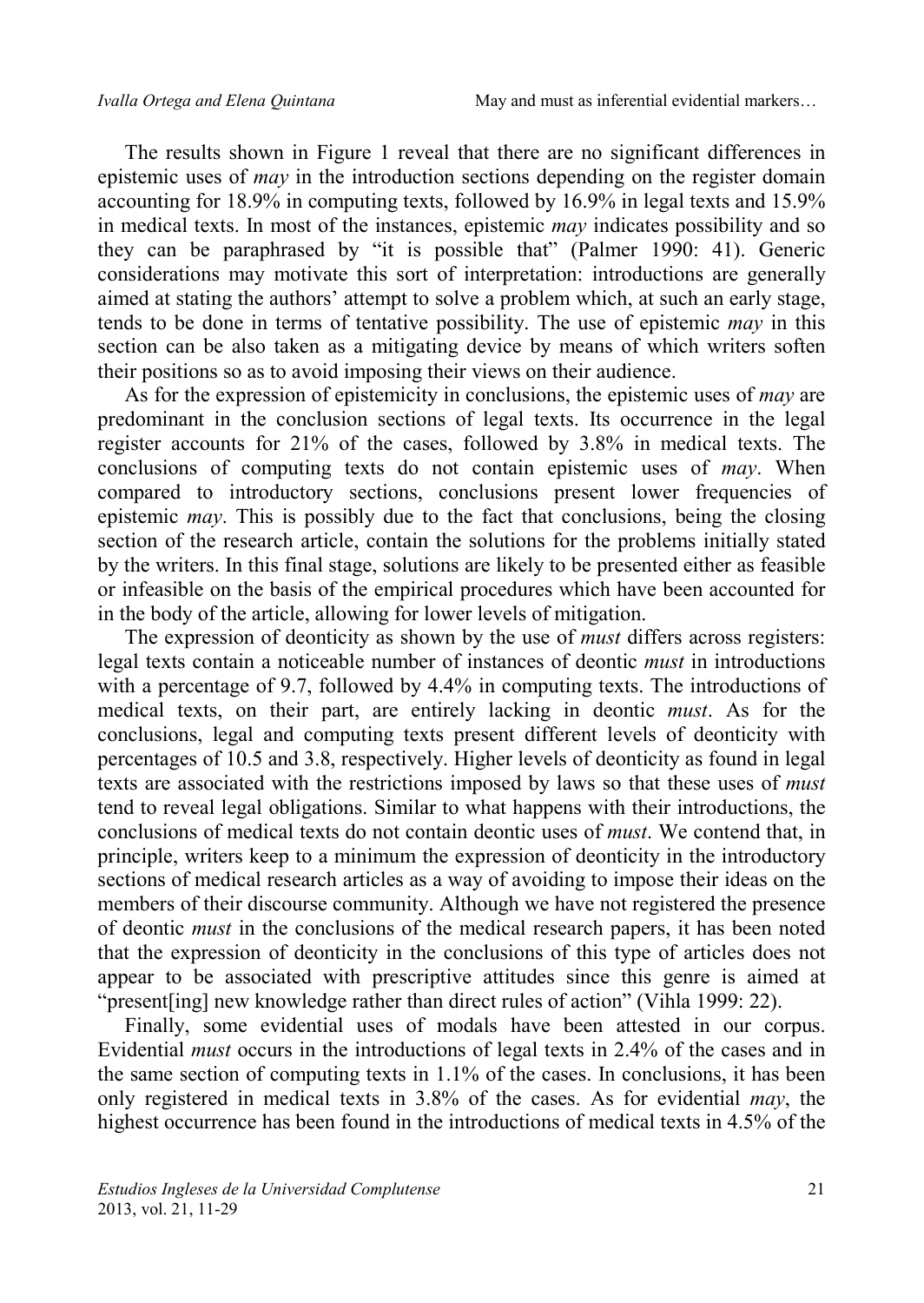The results shown in Figure 1 reveal that there are no significant differences in epistemic uses of *may* in the introduction sections depending on the register domain accounting for 18.9% in computing texts, followed by 16.9% in legal texts and 15.9% in medical texts. In most of the instances, epistemic *may* indicates possibility and so they can be paraphrased by "it is possible that" (Palmer 1990: 41). Generic considerations may motivate this sort of interpretation: introductions are generally aimed at stating the authors' attempt to solve a problem which, at such an early stage, tends to be done in terms of tentative possibility. The use of epistemic *may* in this section can be also taken as a mitigating device by means of which writers soften their positions so as to avoid imposing their views on their audience.

As for the expression of epistemicity in conclusions, the epistemic uses of *may* are predominant in the conclusion sections of legal texts. Its occurrence in the legal register accounts for 21% of the cases, followed by 3.8% in medical texts. The conclusions of computing texts do not contain epistemic uses of *may*. When compared to introductory sections, conclusions present lower frequencies of epistemic *may*. This is possibly due to the fact that conclusions, being the closing section of the research article, contain the solutions for the problems initially stated by the writers. In this final stage, solutions are likely to be presented either as feasible or infeasible on the basis of the empirical procedures which have been accounted for in the body of the article, allowing for lower levels of mitigation.

The expression of deonticity as shown by the use of *must* differs across registers: legal texts contain a noticeable number of instances of deontic *must* in introductions with a percentage of 9.7, followed by 4.4% in computing texts. The introductions of medical texts, on their part, are entirely lacking in deontic *must*. As for the conclusions, legal and computing texts present different levels of deonticity with percentages of 10.5 and 3.8, respectively. Higher levels of deonticity as found in legal texts are associated with the restrictions imposed by laws so that these uses of *must* tend to reveal legal obligations. Similar to what happens with their introductions, the conclusions of medical texts do not contain deontic uses of *must*. We contend that, in principle, writers keep to a minimum the expression of deonticity in the introductory sections of medical research articles as a way of avoiding to impose their ideas on the members of their discourse community. Although we have not registered the presence of deontic *must* in the conclusions of the medical research papers, it has been noted that the expression of deonticity in the conclusions of this type of articles does not appear to be associated with prescriptive attitudes since this genre is aimed at "present[ing] new knowledge rather than direct rules of action" (Vihla 1999: 22).

Finally, some evidential uses of modals have been attested in our corpus. Evidential *must* occurs in the introductions of legal texts in 2.4% of the cases and in the same section of computing texts in 1.1% of the cases. In conclusions, it has been only registered in medical texts in 3.8% of the cases. As for evidential *may*, the highest occurrence has been found in the introductions of medical texts in 4.5% of the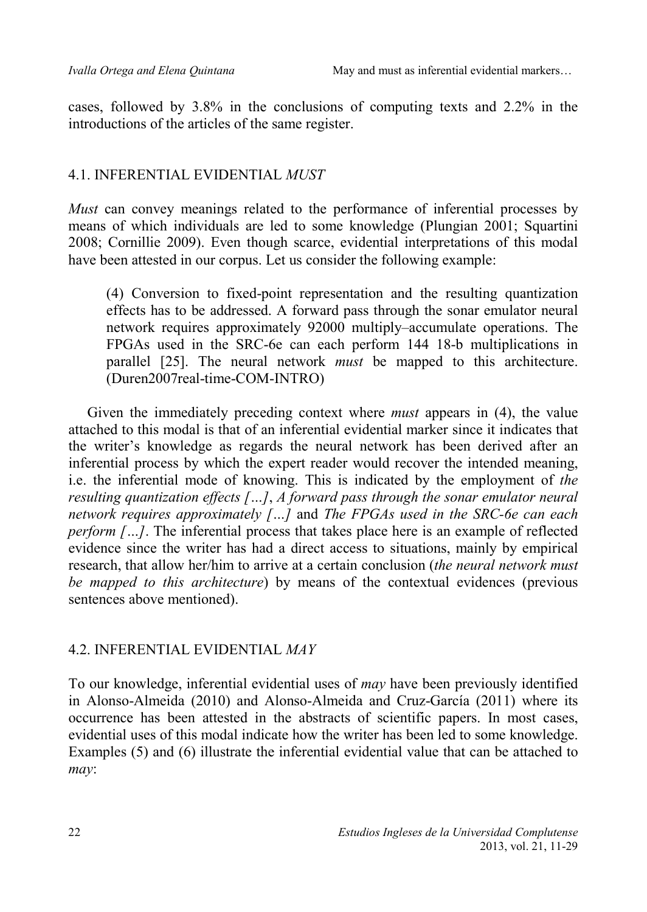cases, followed by 3.8% in the conclusions of computing texts and 2.2% in the introductions of the articles of the same register.

### 4.1. INFERENTIAL EVIDENTIAL *MUST*

*Must* can convey meanings related to the performance of inferential processes by means of which individuals are led to some knowledge (Plungian 2001; Squartini 2008; Cornillie 2009). Even though scarce, evidential interpretations of this modal have been attested in our corpus. Let us consider the following example:

> (4) Conversion to fixed-point representation and the resulting quantization effects has to be addressed. A forward pass through the sonar emulator neural network requires approximately 92000 multiply–accumulate operations. The FPGAs used in the SRC-6e can each perform 144 18-b multiplications in parallel [25]. The neural network *must* be mapped to this architecture. (Duren2007real-time-COM-INTRO)

Given the immediately preceding context where *must* appears in (4), the value attached to this modal is that of an inferential evidential marker since it indicates that the writer's knowledge as regards the neural network has been derived after an inferential process by which the expert reader would recover the intended meaning, i.e. the inferential mode of knowing. This is indicated by the employment of *the resulting quantization effects […]*, *A forward pass through the sonar emulator neural network requires approximately […]* and *The FPGAs used in the SRC-6e can each perform […]*. The inferential process that takes place here is an example of reflected evidence since the writer has had a direct access to situations, mainly by empirical research, that allow her/him to arrive at a certain conclusion (*the neural network must be mapped to this architecture*) by means of the contextual evidences (previous sentences above mentioned).

### 4.2. INFERENTIAL EVIDENTIAL *MAY*

To our knowledge, inferential evidential uses of *may* have been previously identified in Alonso-Almeida (2010) and Alonso-Almeida and Cruz-García (2011) where its occurrence has been attested in the abstracts of scientific papers. In most cases, evidential uses of this modal indicate how the writer has been led to some knowledge. Examples (5) and (6) illustrate the inferential evidential value that can be attached to *may*: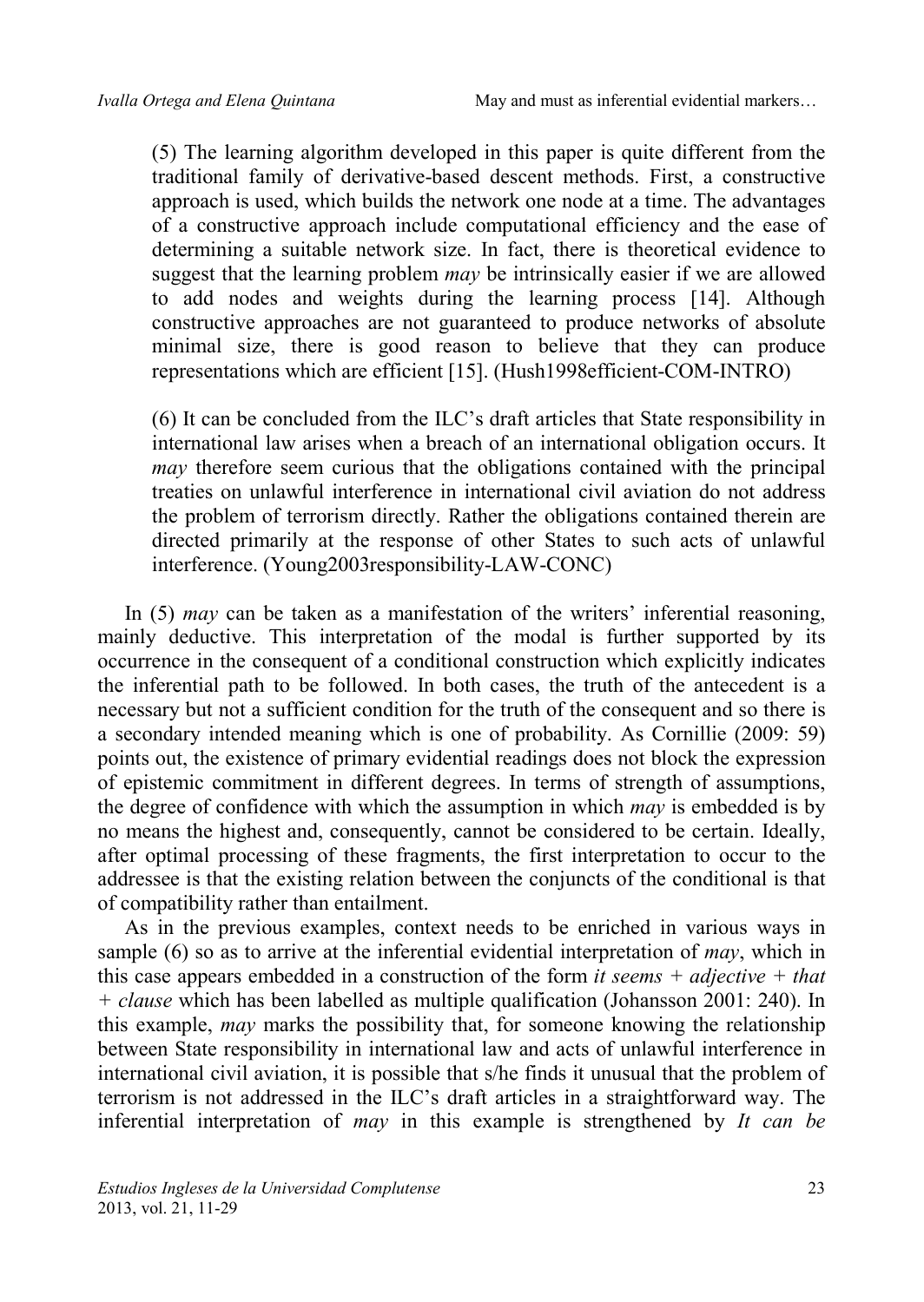(5) The learning algorithm developed in this paper is quite different from the traditional family of derivative-based descent methods. First, a constructive approach is used, which builds the network one node at a time. The advantages of a constructive approach include computational efficiency and the ease of determining a suitable network size. In fact, there is theoretical evidence to suggest that the learning problem *may* be intrinsically easier if we are allowed to add nodes and weights during the learning process [14]. Although constructive approaches are not guaranteed to produce networks of absolute minimal size, there is good reason to believe that they can produce representations which are efficient [15]. (Hush1998efficient-COM-INTRO)

(6) It can be concluded from the ILC's draft articles that State responsibility in international law arises when a breach of an international obligation occurs. It *may* therefore seem curious that the obligations contained with the principal treaties on unlawful interference in international civil aviation do not address the problem of terrorism directly. Rather the obligations contained therein are directed primarily at the response of other States to such acts of unlawful interference. (Young2003responsibility-LAW-CONC)

In (5) *may* can be taken as a manifestation of the writers' inferential reasoning, mainly deductive. This interpretation of the modal is further supported by its occurrence in the consequent of a conditional construction which explicitly indicates the inferential path to be followed. In both cases, the truth of the antecedent is a necessary but not a sufficient condition for the truth of the consequent and so there is a secondary intended meaning which is one of probability. As Cornillie (2009: 59) points out, the existence of primary evidential readings does not block the expression of epistemic commitment in different degrees. In terms of strength of assumptions, the degree of confidence with which the assumption in which *may* is embedded is by no means the highest and, consequently, cannot be considered to be certain. Ideally, after optimal processing of these fragments, the first interpretation to occur to the addressee is that the existing relation between the conjuncts of the conditional is that of compatibility rather than entailment.

As in the previous examples, context needs to be enriched in various ways in sample (6) so as to arrive at the inferential evidential interpretation of *may*, which in this case appears embedded in a construction of the form *it seems + adjective + that + clause* which has been labelled as multiple qualification (Johansson 2001: 240). In this example, *may* marks the possibility that, for someone knowing the relationship between State responsibility in international law and acts of unlawful interference in international civil aviation, it is possible that s/he finds it unusual that the problem of terrorism is not addressed in the ILC's draft articles in a straightforward way. The inferential interpretation of *may* in this example is strengthened by *It can be*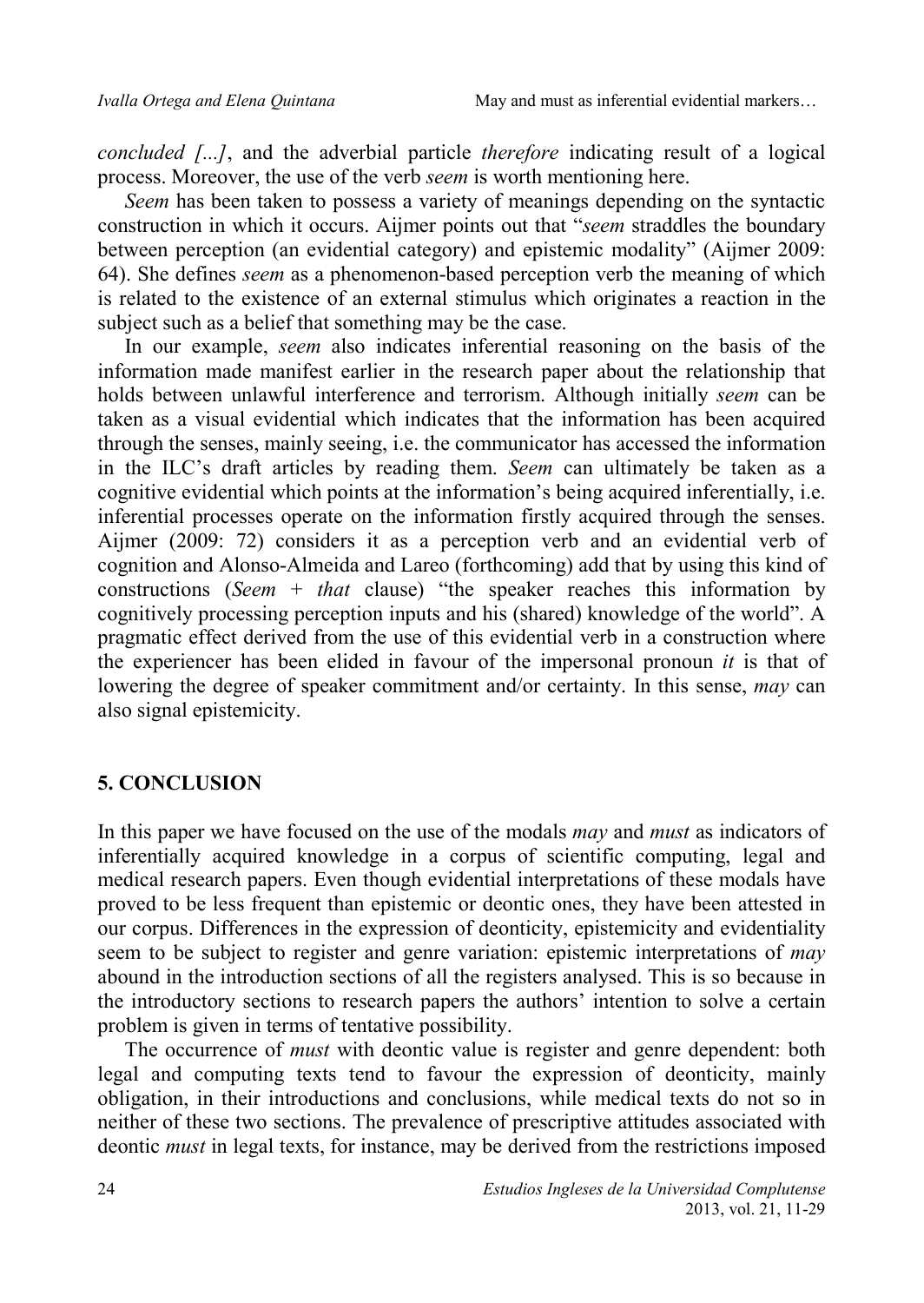*concluded [...]*, and the adverbial particle *therefore* indicating result of a logical process. Moreover, the use of the verb *seem* is worth mentioning here.

*Seem* has been taken to possess a variety of meanings depending on the syntactic construction in which it occurs. Aijmer points out that "*seem* straddles the boundary between perception (an evidential category) and epistemic modality" (Aijmer 2009: 64). She defines *seem* as a phenomenon-based perception verb the meaning of which is related to the existence of an external stimulus which originates a reaction in the subject such as a belief that something may be the case.

In our example, *seem* also indicates inferential reasoning on the basis of the information made manifest earlier in the research paper about the relationship that holds between unlawful interference and terrorism. Although initially *seem* can be taken as a visual evidential which indicates that the information has been acquired through the senses, mainly seeing, i.e. the communicator has accessed the information in the ILC's draft articles by reading them. *Seem* can ultimately be taken as a cognitive evidential which points at the information's being acquired inferentially, i.e. inferential processes operate on the information firstly acquired through the senses. Aijmer (2009: 72) considers it as a perception verb and an evidential verb of cognition and Alonso-Almeida and Lareo (forthcoming) add that by using this kind of constructions (*Seem* + *that* clause) "the speaker reaches this information by cognitively processing perception inputs and his (shared) knowledge of the world". A pragmatic effect derived from the use of this evidential verb in a construction where the experiencer has been elided in favour of the impersonal pronoun *it* is that of lowering the degree of speaker commitment and/or certainty. In this sense, *may* can also signal epistemicity.

## 5. CONCLUSION

In this paper we have focused on the use of the modals *may* and *must* as indicators of inferentially acquired knowledge in a corpus of scientific computing, legal and medical research papers. Even though evidential interpretations of these modals have proved to be less frequent than epistemic or deontic ones, they have been attested in our corpus. Differences in the expression of deonticity, epistemicity and evidentiality seem to be subject to register and genre variation: epistemic interpretations of *may* abound in the introduction sections of all the registers analysed. This is so because in the introductory sections to research papers the authors' intention to solve a certain problem is given in terms of tentative possibility.

The occurrence of *must* with deontic value is register and genre dependent: both legal and computing texts tend to favour the expression of deonticity, mainly obligation, in their introductions and conclusions, while medical texts do not so in neither of these two sections. The prevalence of prescriptive attitudes associated with deontic *must* in legal texts, for instance, may be derived from the restrictions imposed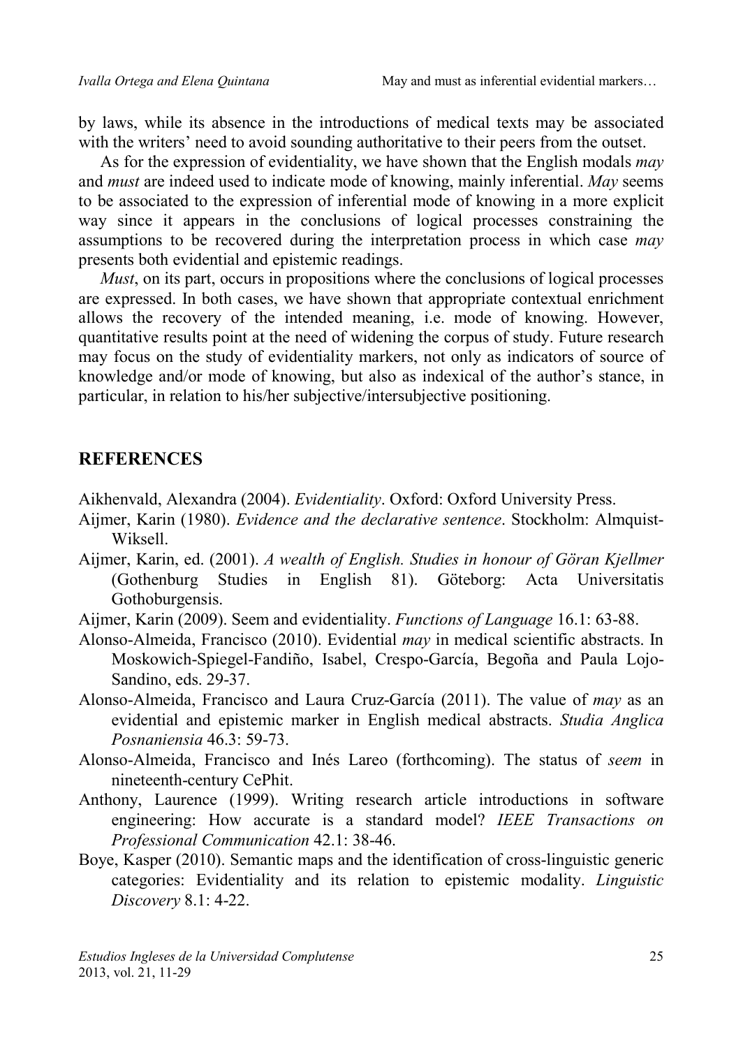by laws, while its absence in the introductions of medical texts may be associated with the writers' need to avoid sounding authoritative to their peers from the outset.

As for the expression of evidentiality, we have shown that the English modals *may* and *must* are indeed used to indicate mode of knowing, mainly inferential. *May* seems to be associated to the expression of inferential mode of knowing in a more explicit way since it appears in the conclusions of logical processes constraining the assumptions to be recovered during the interpretation process in which case *may* presents both evidential and epistemic readings.

*Must*, on its part, occurs in propositions where the conclusions of logical processes are expressed. In both cases, we have shown that appropriate contextual enrichment allows the recovery of the intended meaning, i.e. mode of knowing. However, quantitative results point at the need of widening the corpus of study. Future research may focus on the study of evidentiality markers, not only as indicators of source of knowledge and/or mode of knowing, but also as indexical of the author's stance, in particular, in relation to his/her subjective/intersubjective positioning.

## REFERENCES

Aikhenvald, Alexandra (2004). *Evidentiality*. Oxford: Oxford University Press.

Aijmer, Karin (1980). *Evidence and the declarative sentence*. Stockholm: Almquist-Wiksell.

Aijmer, Karin, ed. (2001). *A wealth of English. Studies in honour of Göran Kjellmer* (Gothenburg Studies in English 81). Göteborg: Acta Universitatis Gothoburgensis.

Aijmer, Karin (2009). Seem and evidentiality. *Functions of Language* 16.1: 63-88.

Alonso-Almeida, Francisco (2010). Evidential *may* in medical scientific abstracts. In Moskowich-Spiegel-Fandiño, Isabel, Crespo-García, Begoña and Paula Lojo-Sandino, eds. 29-37.

Alonso-Almeida, Francisco and Laura Cruz-García (2011). The value of *may* as an evidential and epistemic marker in English medical abstracts. *Studia Anglica Posnaniensia* 46.3: 59-73.

Alonso-Almeida, Francisco and Inés Lareo (forthcoming). The status of *seem* in nineteenth-century CePhit.

Anthony, Laurence (1999). Writing research article introductions in software engineering: How accurate is a standard model? *IEEE Transactions on Professional Communication* 42.1: 38-46.

Boye, Kasper (2010). Semantic maps and the identification of cross-linguistic generic categories: Evidentiality and its relation to epistemic modality. *Linguistic Discovery* 8.1: 4-22.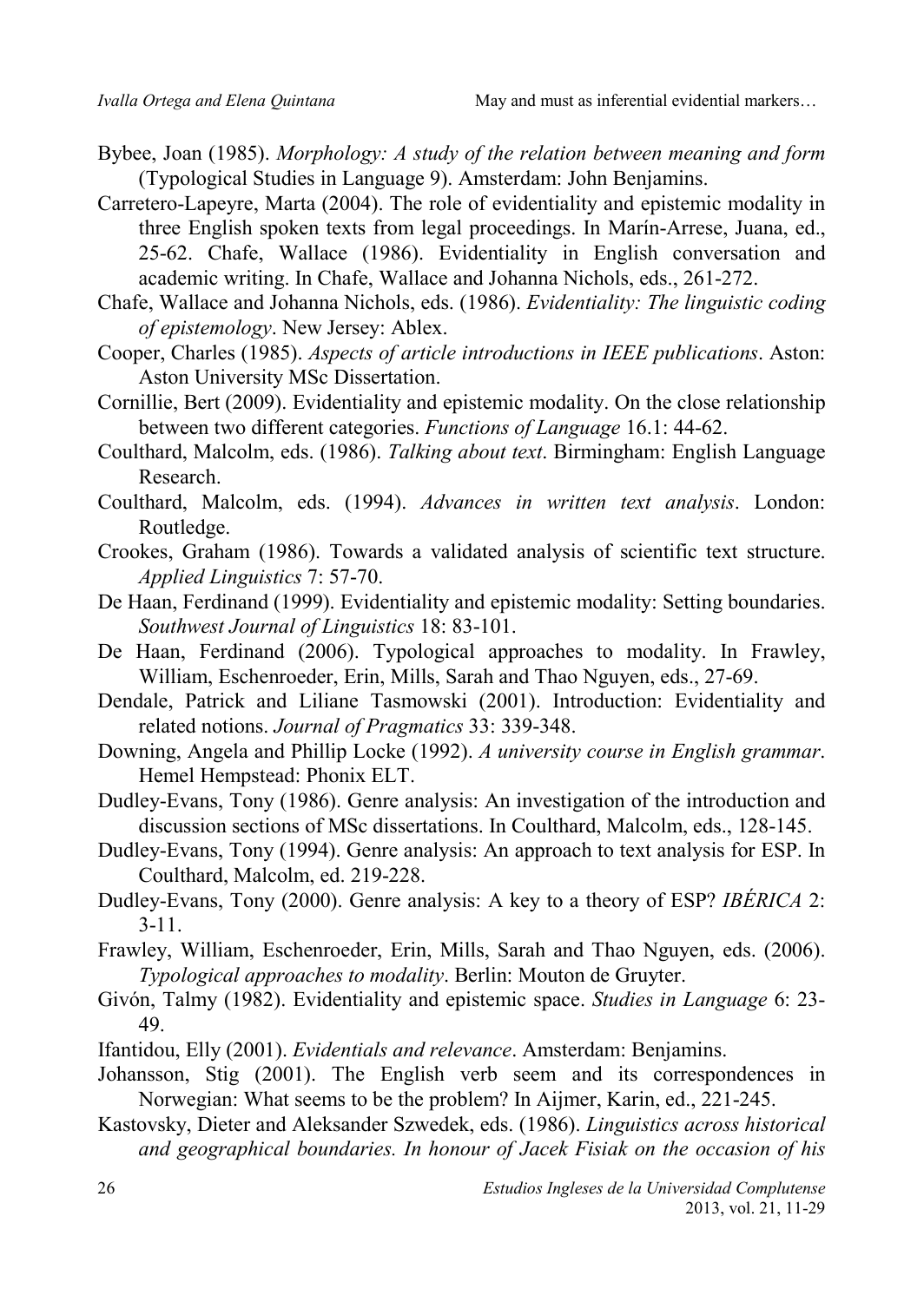Bybee, Joan (1985). *Morphology: A study of the relation between meaning and form* (Typological Studies in Language 9). Amsterdam: John Benjamins.

Carretero-Lapeyre, Marta (2004). The role of evidentiality and epistemic modality in three English spoken texts from legal proceedings. In Marín-Arrese, Juana, ed., 25-62. Chafe, Wallace (1986). Evidentiality in English conversation and academic writing. In Chafe, Wallace and Johanna Nichols, eds., 261-272.

Chafe, Wallace and Johanna Nichols, eds. (1986). *Evidentiality: The linguistic coding of epistemology*. New Jersey: Ablex.

Cooper, Charles (1985). *Aspects of article introductions in IEEE publications*. Aston: Aston University MSc Dissertation.

Cornillie, Bert (2009). Evidentiality and epistemic modality. On the close relationship between two different categories. *Functions of Language* 16.1: 44-62.

Coulthard, Malcolm, eds. (1986). *Talking about text*. Birmingham: English Language Research.

Coulthard, Malcolm, eds. (1994). *Advances in written text analysis*. London: Routledge.

Crookes, Graham (1986). Towards a validated analysis of scientific text structure. *Applied Linguistics* 7: 57-70.

De Haan, Ferdinand (1999). Evidentiality and epistemic modality: Setting boundaries. *Southwest Journal of Linguistics* 18: 83-101.

De Haan, Ferdinand (2006). Typological approaches to modality. In Frawley, William, Eschenroeder, Erin, Mills, Sarah and Thao Nguyen, eds., 27-69.

Dendale, Patrick and Liliane Tasmowski (2001). Introduction: Evidentiality and related notions. *Journal of Pragmatics* 33: 339-348.

Downing, Angela and Phillip Locke (1992). *A university course in English grammar*. Hemel Hempstead: Phonix ELT.

Dudley-Evans, Tony (1986). Genre analysis: An investigation of the introduction and discussion sections of MSc dissertations. In Coulthard, Malcolm, eds., 128-145.

Dudley-Evans, Tony (1994). Genre analysis: An approach to text analysis for ESP. In Coulthard, Malcolm, ed. 219-228.

Dudley-Evans, Tony (2000). Genre analysis: A key to a theory of ESP? *IBÉRICA* 2: 3-11.

Frawley, William, Eschenroeder, Erin, Mills, Sarah and Thao Nguyen, eds. (2006). *Typological approaches to modality*. Berlin: Mouton de Gruyter.

Givón, Talmy (1982). Evidentiality and epistemic space. *Studies in Language* 6: 23-49.

Ifantidou, Elly (2001). *Evidentials and relevance*. Amsterdam: Benjamins.

Johansson, Stig (2001). The English verb seem and its correspondences in Norwegian: What seems to be the problem? In Aijmer, Karin, ed., 221-245.

Kastovsky, Dieter and Aleksander Szwedek, eds. (1986). *Linguistics across historical and geographical boundaries. In honour of Jacek Fisiak on the occasion of his*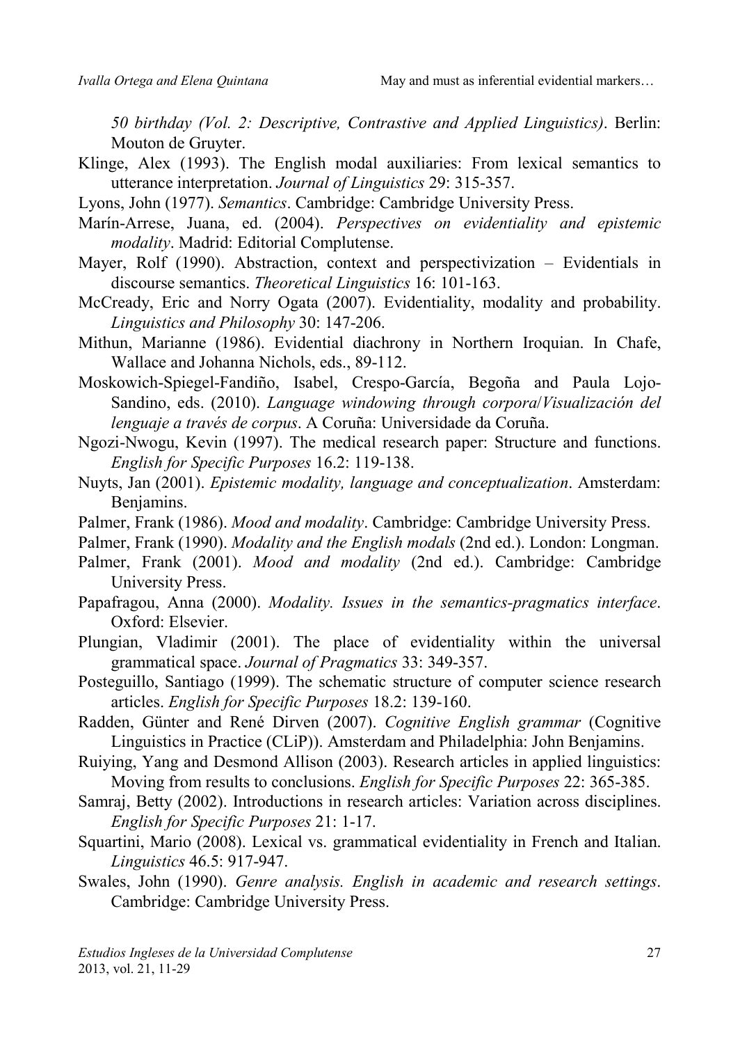*50 birthday (Vol. 2: Descriptive, Contrastive and Applied Linguistics)*. Berlin: Mouton de Gruyter.

Klinge, Alex (1993). The English modal auxiliaries: From lexical semantics to utterance interpretation. *Journal of Linguistics* 29: 315-357.

Lyons, John (1977). *Semantics*. Cambridge: Cambridge University Press.

Marín-Arrese, Juana, ed. (2004). *Perspectives on evidentiality and epistemic modality*. Madrid: Editorial Complutense.

Mayer, Rolf (1990). Abstraction, context and perspectivization – Evidentials in discourse semantics. *Theoretical Linguistics* 16: 101-163.

McCready, Eric and Norry Ogata (2007). Evidentiality, modality and probability. *Linguistics and Philosophy* 30: 147-206.

Mithun, Marianne (1986). Evidential diachrony in Northern Iroquian. In Chafe, Wallace and Johanna Nichols, eds., 89-112.

Moskowich-Spiegel-Fandiño, Isabel, Crespo-García, Begoña and Paula Lojo-Sandino, eds. (2010). *Language windowing through corpora*/*Visualización del lenguaje a través de corpus*. A Coruña: Universidade da Coruña.

Ngozi-Nwogu, Kevin (1997). The medical research paper: Structure and functions. *English for Specific Purposes* 16.2: 119-138.

Nuyts, Jan (2001). *Epistemic modality, language and conceptualization*. Amsterdam: Benjamins.

Palmer, Frank (1986). *Mood and modality*. Cambridge: Cambridge University Press.

Palmer, Frank (1990). *Modality and the English modals* (2nd ed.). London: Longman.

Palmer, Frank (2001). *Mood and modality* (2nd ed.). Cambridge: Cambridge University Press.

Papafragou, Anna (2000). *Modality. Issues in the semantics-pragmatics interface*. Oxford: Elsevier.

Plungian, Vladimir (2001). The place of evidentiality within the universal grammatical space. *Journal of Pragmatics* 33: 349-357.

Posteguillo, Santiago (1999). The schematic structure of computer science research articles. *English for Specific Purposes* 18.2: 139-160.

Radden, Günter and René Dirven (2007). *Cognitive English grammar* (Cognitive Linguistics in Practice (CLiP)). Amsterdam and Philadelphia: John Benjamins.

Ruiying, Yang and Desmond Allison (2003). Research articles in applied linguistics: Moving from results to conclusions. *English for Specific Purposes* 22: 365-385.

Samraj, Betty (2002). Introductions in research articles: Variation across disciplines. *English for Specific Purposes* 21: 1-17.

Squartini, Mario (2008). Lexical vs. grammatical evidentiality in French and Italian. *Linguistics* 46.5: 917-947.

Swales, John (1990). *Genre analysis. English in academic and research settings*. Cambridge: Cambridge University Press.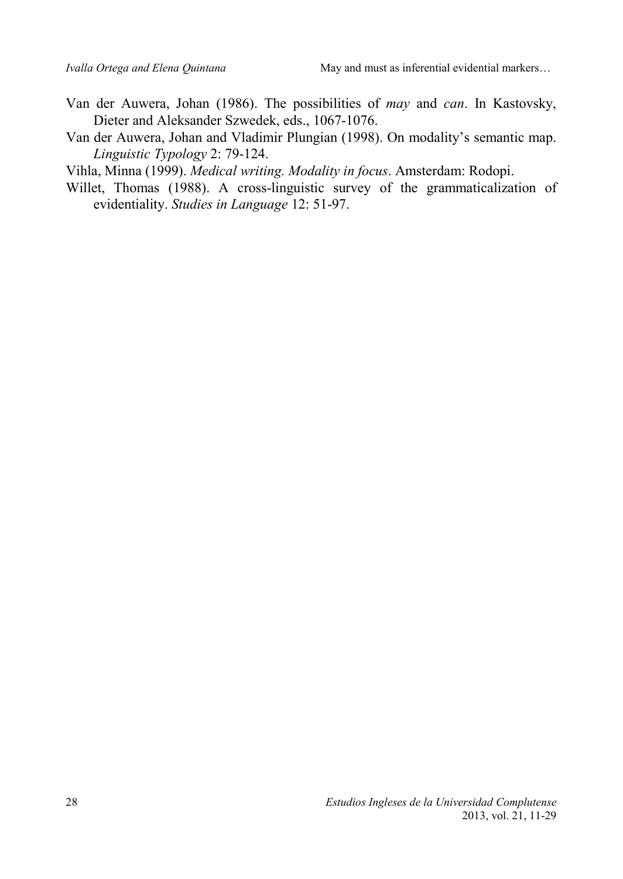Van der Auwera, Johan (1986). The possibilities of *may* and *can*. In Kastovsky, Dieter and Aleksander Szwedek, eds., 1067-1076.

Van der Auwera, Johan and Vladimir Plungian (1998). On modality's semantic map. *Linguistic Typology* 2: 79-124.

Vihla, Minna (1999). *Medical writing. Modality in focus*. Amsterdam: Rodopi.

Willet, Thomas (1988). A cross-linguistic survey of the grammaticalization of evidentiality. *Studies in Language* 12: 51-97.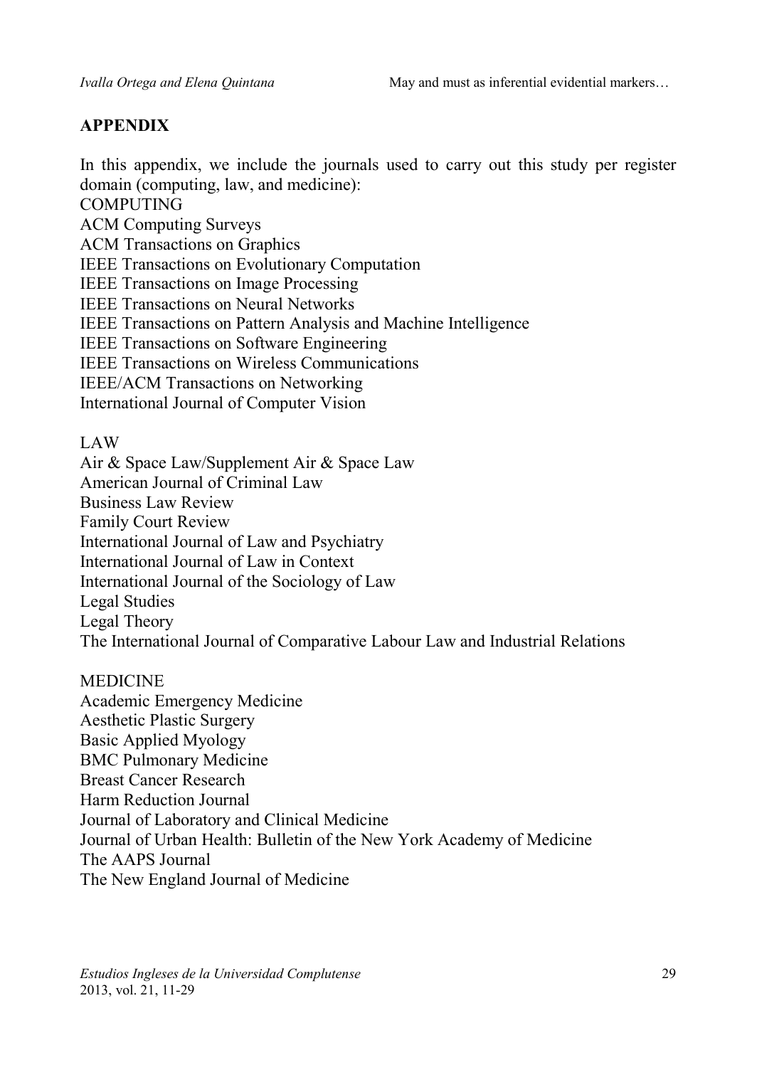## APPENDIX

In this appendix, we include the journals used to carry out this study per register domain (computing, law, and medicine):

COMPUTING
ACM Computing Surveys
ACM Transactions on Graphics
IEEE Transactions on Evolutionary Computation
IEEE Transactions on Image Processing
IEEE Transactions on Neural Networks
IEEE Transactions on Pattern Analysis and Machine Intelligence
IEEE Transactions on Software Engineering
IEEE Transactions on Wireless Communications
IEEE/ACM Transactions on Networking
International Journal of Computer Vision

LAW
Air & Space Law/Supplement Air & Space Law
American Journal of Criminal Law
Business Law Review
Family Court Review
International Journal of Law and Psychiatry
International Journal of Law in Context
International Journal of the Sociology of Law
Legal Studies
Legal Theory
The International Journal of Comparative Labour Law and Industrial Relations

MEDICINE
Academic Emergency Medicine
Aesthetic Plastic Surgery
Basic Applied Myology
BMC Pulmonary Medicine
Breast Cancer Research
Harm Reduction Journal
Journal of Laboratory and Clinical Medicine
Journal of Urban Health: Bulletin of the New York Academy of Medicine
The AAPS Journal
The New England Journal of Medicine